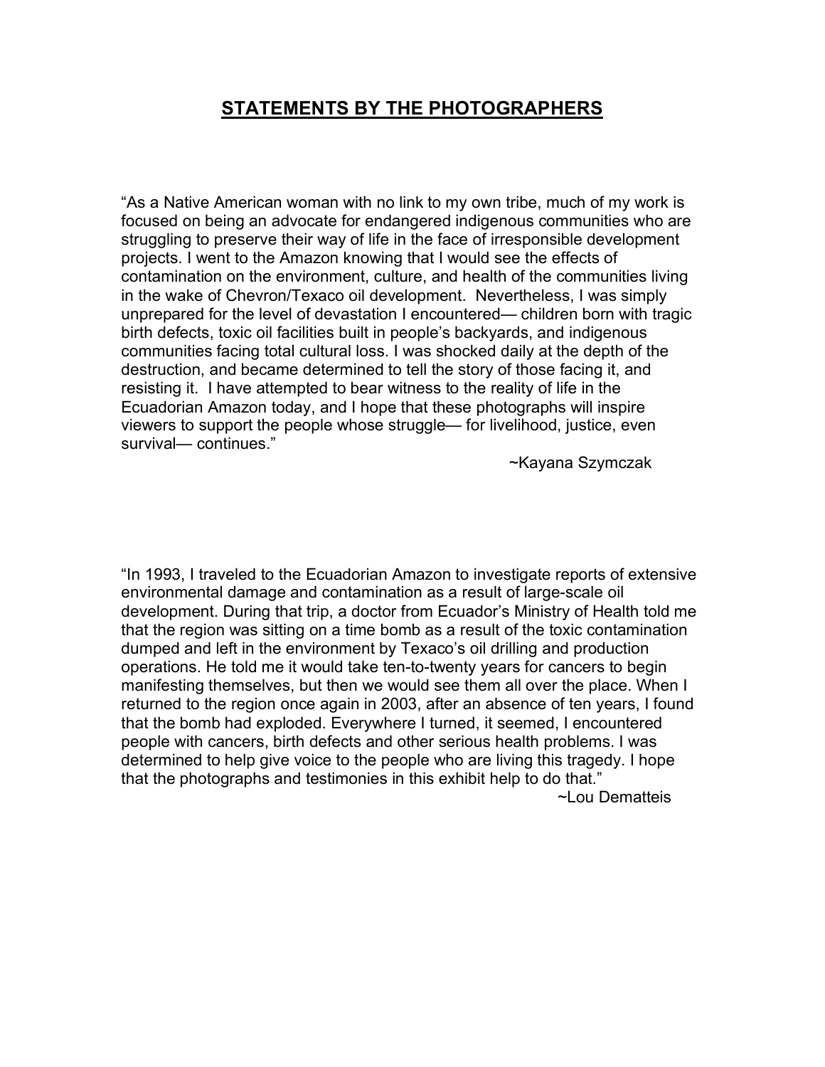# STATEMENTS BY THE PHOTOGRAPHERS

"As a Native American woman with no link to my own tribe, much of my work is focused on being an advocate for endangered indigenous communities who are struggling to preserve their way of life in the face of irresponsible development projects. I went to the Amazon knowing that I would see the effects of contamination on the environment, culture, and health of the communities living in the wake of Chevron/Texaco oil development. Nevertheless, I was simply unprepared for the level of devastation I encountered— children born with tragic birth defects, toxic oil facilities built in people's backyards, and indigenous communities facing total cultural loss. I was shocked daily at the depth of the destruction, and became determined to tell the story of those facing it, and resisting it. I have attempted to bear witness to the reality of life in the Ecuadorian Amazon today, and I hope that these photographs will inspire viewers to support the people whose struggle— for livelihood, justice, even survival— continues."

~Kayana Szymczak

"In 1993, I traveled to the Ecuadorian Amazon to investigate reports of extensive environmental damage and contamination as a result of large-scale oil development. During that trip, a doctor from Ecuador's Ministry of Health told me that the region was sitting on a time bomb as a result of the toxic contamination dumped and left in the environment by Texaco's oil drilling and production operations. He told me it would take ten-to-twenty years for cancers to begin manifesting themselves, but then we would see them all over the place. When I returned to the region once again in 2003, after an absence of ten years, I found that the bomb had exploded. Everywhere I turned, it seemed, I encountered people with cancers, birth defects and other serious health problems. I was determined to help give voice to the people who are living this tragedy. I hope that the photographs and testimonies in this exhibit help to do that."

~Lou Dematteis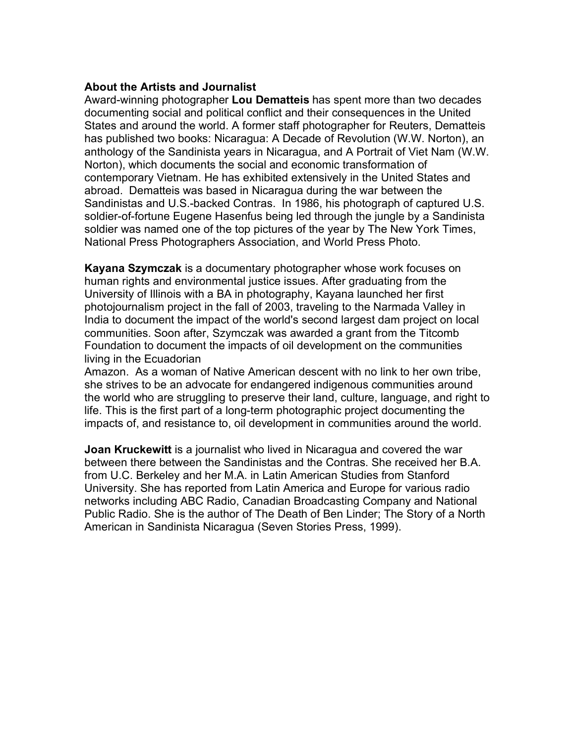**About the Artists and Journalist**

Award-winning photographer **Lou Dematteis** has spent more than two decades documenting social and political conflict and their consequences in the United States and around the world. A former staff photographer for Reuters, Dematteis has published two books: Nicaragua: A Decade of Revolution (W.W. Norton), an anthology of the Sandinista years in Nicaragua, and A Portrait of Viet Nam (W.W. Norton), which documents the social and economic transformation of contemporary Vietnam. He has exhibited extensively in the United States and abroad. Dematteis was based in Nicaragua during the war between the Sandinistas and U.S.-backed Contras. In 1986, his photograph of captured U.S. soldier-of-fortune Eugene Hasenfus being led through the jungle by a Sandinista soldier was named one of the top pictures of the year by The New York Times, National Press Photographers Association, and World Press Photo.

**Kayana Szymczak** is a documentary photographer whose work focuses on human rights and environmental justice issues. After graduating from the University of Illinois with a BA in photography, Kayana launched her first photojournalism project in the fall of 2003, traveling to the Narmada Valley in India to document the impact of the world's second largest dam project on local communities. Soon after, Szymczak was awarded a grant from the Titcomb Foundation to document the impacts of oil development on the communities living in the Ecuadorian Amazon. As a woman of Native American descent with no link to her own tribe, she strives to be an advocate for endangered indigenous communities around the world who are struggling to preserve their land, culture, language, and right to life. This is the first part of a long-term photographic project documenting the impacts of, and resistance to, oil development in communities around the world.

**Joan Kruckewitt** is a journalist who lived in Nicaragua and covered the war between there between the Sandinistas and the Contras. She received her B.A. from U.C. Berkeley and her M.A. in Latin American Studies from Stanford University. She has reported from Latin America and Europe for various radio networks including ABC Radio, Canadian Broadcasting Company and National Public Radio. She is the author of The Death of Ben Linder; The Story of a North American in Sandinista Nicaragua (Seven Stories Press, 1999).